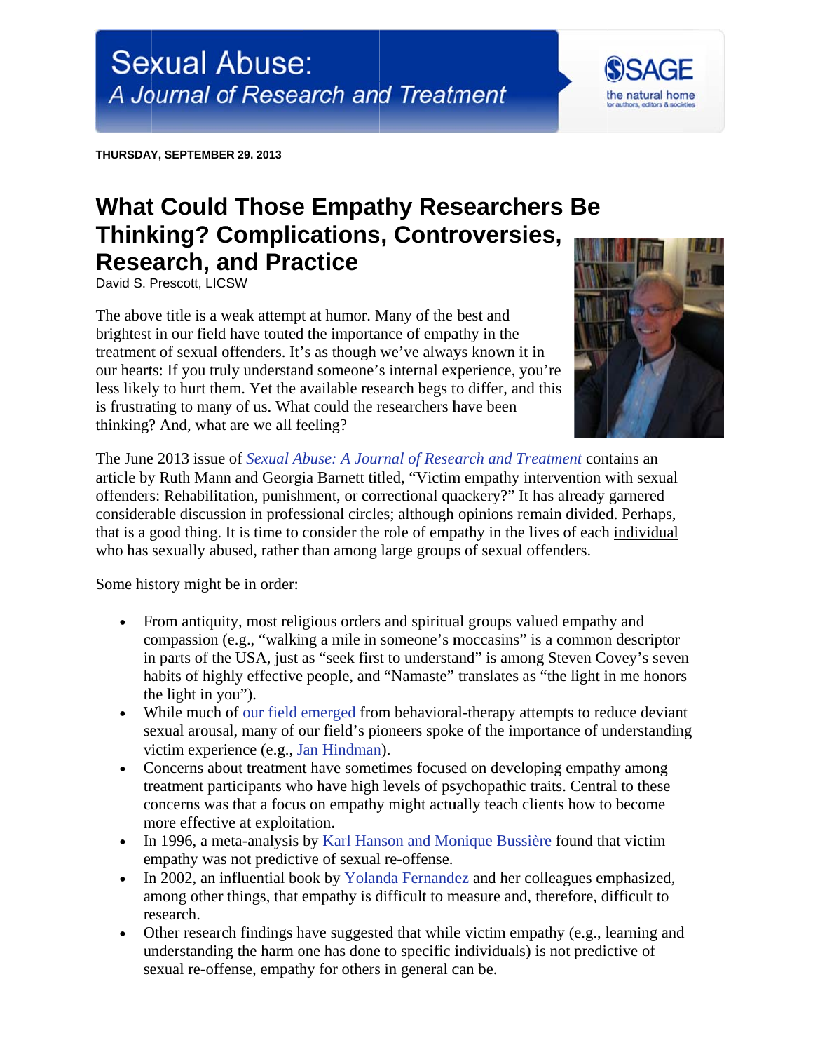Sexual Abuse:
*A Journal of Research and Treatment*

**THURSDAY, SEPTEMBER 29. 2013**

# What Could Those Empathy Researchers Be Thinking? Complications, Controversies, Research, and Practice

David S. Prescott, LICSW

The above title is a weak attempt at humor. Many of the best and brightest in our field have touted the importance of empathy in the treatment of sexual offenders. It's as though we've always known it in our hearts: If you truly understand someone's internal experience, you're less likely to hurt them. Yet the available research begs to differ, and this is frustrating to many of us. What could the researchers have been thinking? And, what are we all feeling?

The June 2013 issue of *Sexual Abuse: A Journal of Research and Treatment* contains an article by Ruth Mann and Georgia Barnett titled, "Victim empathy intervention with sexual offenders: Rehabilitation, punishment, or correctional quackery?" It has already garnered considerable discussion in professional circles; although opinions remain divided. Perhaps, that is a good thing. It is time to consider the role of empathy in the lives of each <u>individual</u> who has sexually abused, rather than among large <u>groups</u> of sexual offenders.

Some history might be in order:

- From antiquity, most religious orders and spiritual groups valued empathy and compassion (e.g., "walking a mile in someone's moccasins" is a common descriptor in parts of the USA, just as "seek first to understand" is among Steven Covey's seven habits of highly effective people, and "Namaste" translates as "the light in me honors the light in you").
- While much of our field emerged from behavioral-therapy attempts to reduce deviant sexual arousal, many of our field's pioneers spoke of the importance of understanding victim experience (e.g., Jan Hindman).
- Concerns about treatment have sometimes focused on developing empathy among treatment participants who have high levels of psychopathic traits. Central to these concerns was that a focus on empathy might actually teach clients how to become more effective at exploitation.
- In 1996, a meta-analysis by Karl Hanson and Monique Bussière found that victim empathy was not predictive of sexual re-offense.
- In 2002, an influential book by Yolanda Fernandez and her colleagues emphasized, among other things, that empathy is difficult to measure and, therefore, difficult to research.
- Other research findings have suggested that while victim empathy (e.g., learning and understanding the harm one has done to specific individuals) is not predictive of sexual re-offense, empathy for others in general can be.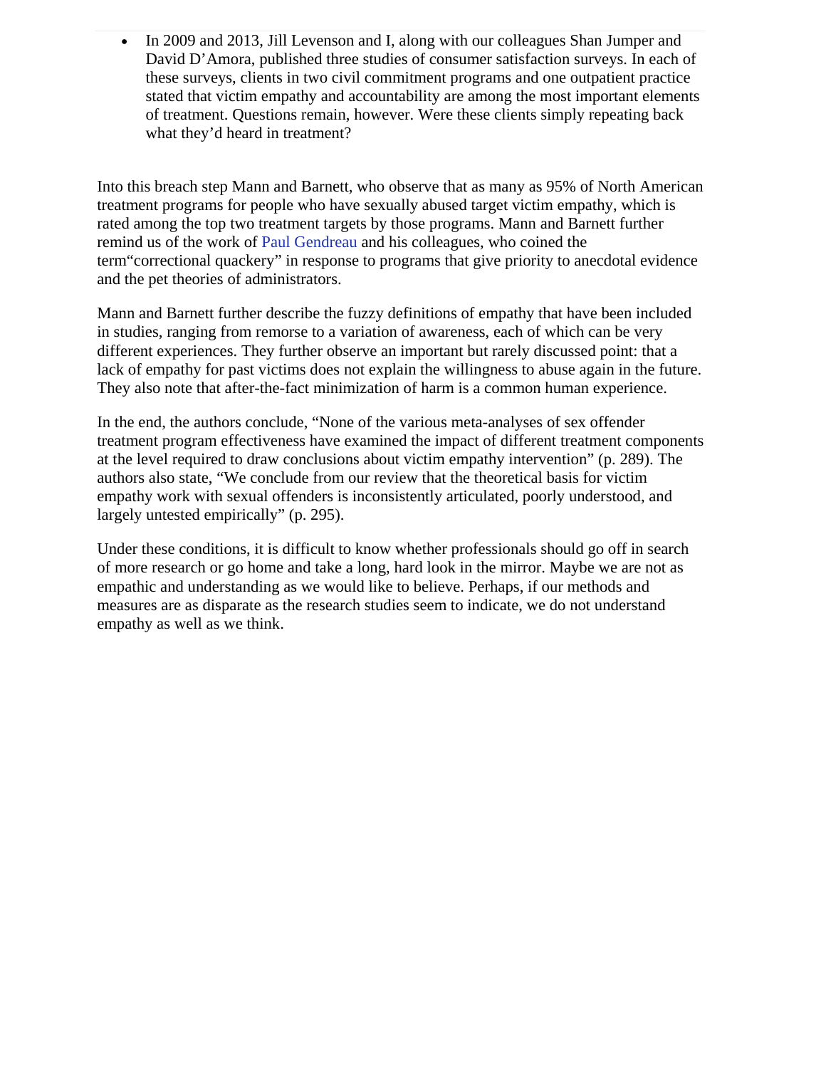- In 2009 and 2013, Jill Levenson and I, along with our colleagues Shan Jumper and David D'Amora, published three studies of consumer satisfaction surveys. In each of these surveys, clients in two civil commitment programs and one outpatient practice stated that victim empathy and accountability are among the most important elements of treatment. Questions remain, however. Were these clients simply repeating back what they'd heard in treatment?

Into this breach step Mann and Barnett, who observe that as many as 95% of North American treatment programs for people who have sexually abused target victim empathy, which is rated among the top two treatment targets by those programs. Mann and Barnett further remind us of the work of Paul Gendreau and his colleagues, who coined the term"correctional quackery" in response to programs that give priority to anecdotal evidence and the pet theories of administrators.

Mann and Barnett further describe the fuzzy definitions of empathy that have been included in studies, ranging from remorse to a variation of awareness, each of which can be very different experiences. They further observe an important but rarely discussed point: that a lack of empathy for past victims does not explain the willingness to abuse again in the future. They also note that after-the-fact minimization of harm is a common human experience.

In the end, the authors conclude, "None of the various meta-analyses of sex offender treatment program effectiveness have examined the impact of different treatment components at the level required to draw conclusions about victim empathy intervention" (p. 289). The authors also state, "We conclude from our review that the theoretical basis for victim empathy work with sexual offenders is inconsistently articulated, poorly understood, and largely untested empirically" (p. 295).

Under these conditions, it is difficult to know whether professionals should go off in search of more research or go home and take a long, hard look in the mirror. Maybe we are not as empathic and understanding as we would like to believe. Perhaps, if our methods and measures are as disparate as the research studies seem to indicate, we do not understand empathy as well as we think.